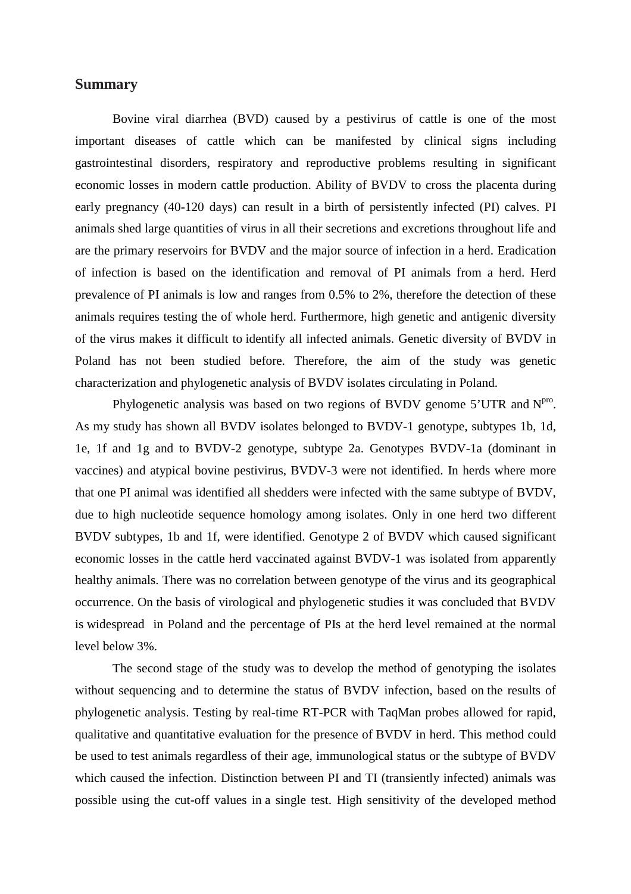## Summary

Bovine viral diarrhea (BVD) caused by a pestivirus of cattle is one of the most important diseases of cattle which can be manifested by clinical signs including gastrointestinal disorders, respiratory and reproductive problems resulting in significant economic losses in modern cattle production. Ability of BVDV to cross the placenta during early pregnancy (40-120 days) can result in a birth of persistently infected (PI) calves. PI animals shed large quantities of virus in all their secretions and excretions throughout life and are the primary reservoirs for BVDV and the major source of infection in a herd. Eradication of infection is based on the identification and removal of PI animals from a herd. Herd prevalence of PI animals is low and ranges from 0.5% to 2%, therefore the detection of these animals requires testing the of whole herd. Furthermore, high genetic and antigenic diversity of the virus makes it difficult to identify all infected animals. Genetic diversity of BVDV in Poland has not been studied before. Therefore, the aim of the study was genetic characterization and phylogenetic analysis of BVDV isolates circulating in Poland.

Phylogenetic analysis was based on two regions of BVDV genome 5'UTR and $N^{pro}$. As my study has shown all BVDV isolates belonged to BVDV-1 genotype, subtypes 1b, 1d, 1e, 1f and 1g and to BVDV-2 genotype, subtype 2a. Genotypes BVDV-1a (dominant in vaccines) and atypical bovine pestivirus, BVDV-3 were not identified. In herds where more that one PI animal was identified all shedders were infected with the same subtype of BVDV, due to high nucleotide sequence homology among isolates. Only in one herd two different BVDV subtypes, 1b and 1f, were identified. Genotype 2 of BVDV which caused significant economic losses in the cattle herd vaccinated against BVDV-1 was isolated from apparently healthy animals. There was no correlation between genotype of the virus and its geographical occurrence. On the basis of virological and phylogenetic studies it was concluded that BVDV is widespread in Poland and the percentage of PIs at the herd level remained at the normal level below 3%.

The second stage of the study was to develop the method of genotyping the isolates without sequencing and to determine the status of BVDV infection, based on the results of phylogenetic analysis. Testing by real-time RT-PCR with TaqMan probes allowed for rapid, qualitative and quantitative evaluation for the presence of BVDV in herd. This method could be used to test animals regardless of their age, immunological status or the subtype of BVDV which caused the infection. Distinction between PI and TI (transiently infected) animals was possible using the cut-off values in a single test. High sensitivity of the developed method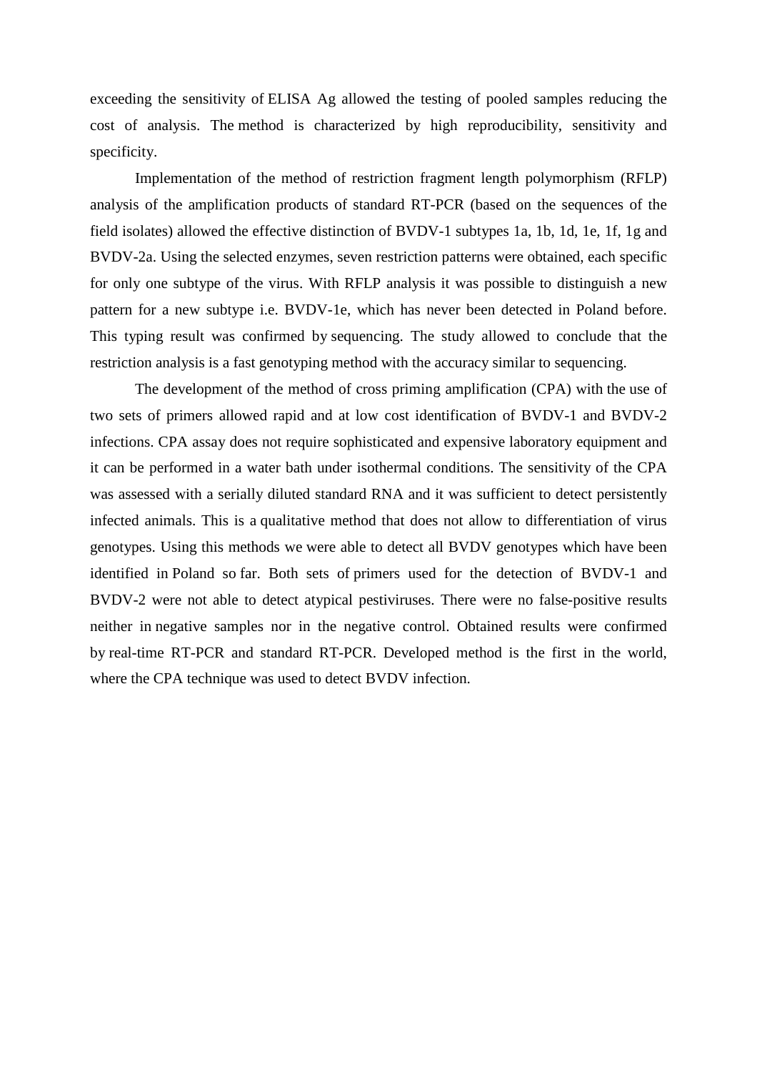exceeding the sensitivity of ELISA Ag allowed the testing of pooled samples reducing the cost of analysis. The method is characterized by high reproducibility, sensitivity and specificity.

Implementation of the method of restriction fragment length polymorphism (RFLP) analysis of the amplification products of standard RT-PCR (based on the sequences of the field isolates) allowed the effective distinction of BVDV-1 subtypes 1a, 1b, 1d, 1e, 1f, 1g and BVDV-2a. Using the selected enzymes, seven restriction patterns were obtained, each specific for only one subtype of the virus. With RFLP analysis it was possible to distinguish a new pattern for a new subtype i.e. BVDV-1e, which has never been detected in Poland before. This typing result was confirmed by sequencing. The study allowed to conclude that the restriction analysis is a fast genotyping method with the accuracy similar to sequencing.

The development of the method of cross priming amplification (CPA) with the use of two sets of primers allowed rapid and at low cost identification of BVDV-1 and BVDV-2 infections. CPA assay does not require sophisticated and expensive laboratory equipment and it can be performed in a water bath under isothermal conditions. The sensitivity of the CPA was assessed with a serially diluted standard RNA and it was sufficient to detect persistently infected animals. This is a qualitative method that does not allow to differentiation of virus genotypes. Using this methods we were able to detect all BVDV genotypes which have been identified in Poland so far. Both sets of primers used for the detection of BVDV-1 and BVDV-2 were not able to detect atypical pestiviruses. There were no false-positive results neither in negative samples nor in the negative control. Obtained results were confirmed by real-time RT-PCR and standard RT-PCR. Developed method is the first in the world, where the CPA technique was used to detect BVDV infection.